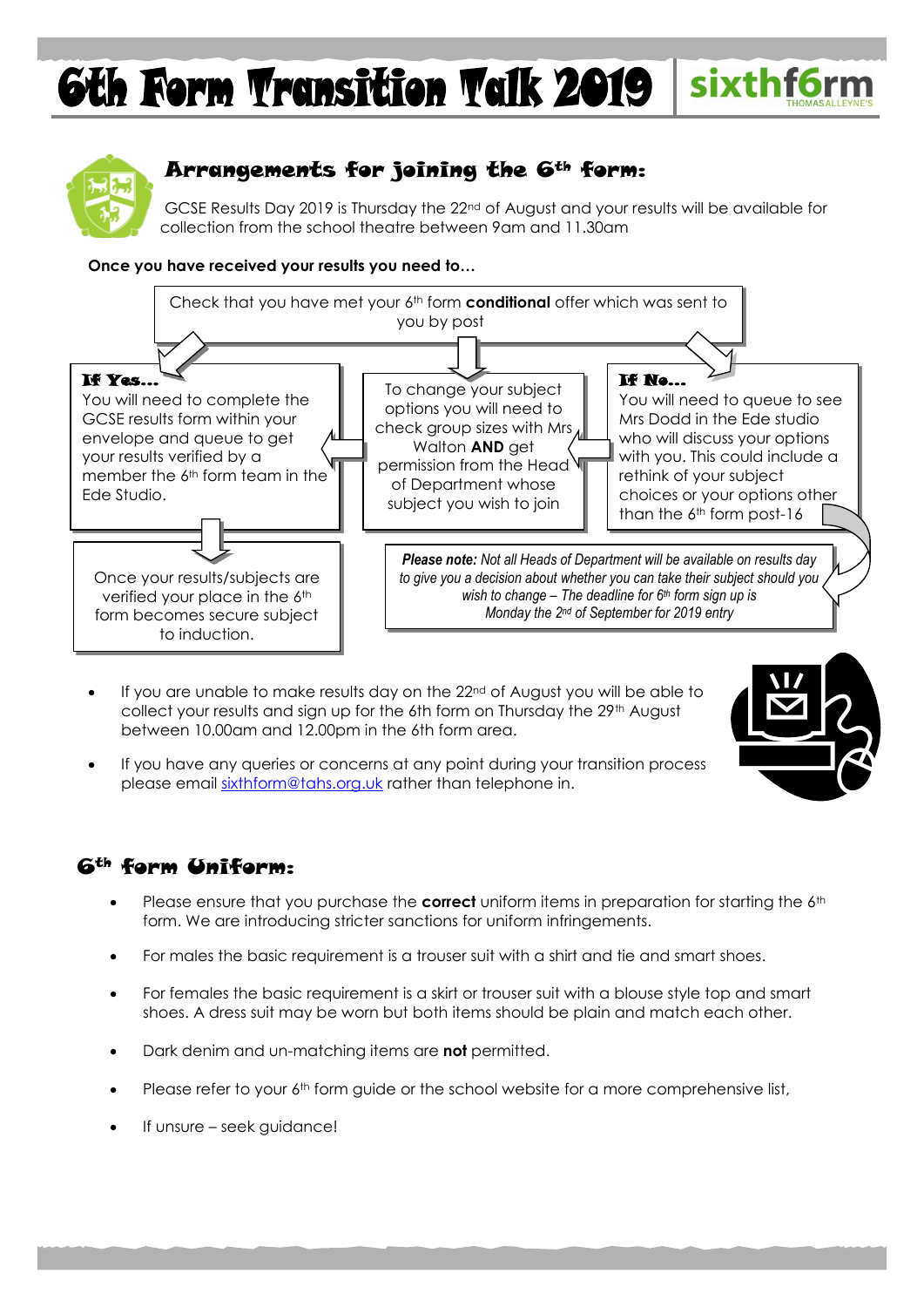# 6th Form Transition Talk 2019

sixthf6rm THOMAS ALLEYNE'S

## Arrangements for joining the 6th form:

GCSE Results Day 2019 is Thursday the 22nd of August and your results will be available for collection from the school theatre between 9am and 11.30am

**Once you have received your results you need to…**

Check that you have met your 6th form **conditional** offer which was sent to you by post

**If Yes…**
You will need to complete the GCSE results form within your envelope and queue to get your results verified by a member the 6th form team in the Ede Studio.

To change your subject options you will need to check group sizes with Mrs Walton **AND** get permission from the Head of Department whose subject you wish to join

**If No…**
You will need to queue to see Mrs Dodd in the Ede studio who will discuss your options with you. This could include a rethink of your subject choices or your options other than the 6th form post-16

Once your results/subjects are verified your place in the 6th form becomes secure subject to induction.

***Please note:** Not all Heads of Department will be available on results day to give you a decision about whether you can take their subject should you wish to change – The deadline for 6th form sign up is Monday the 2nd of September for 2019 entry*

- If you are unable to make results day on the 22nd of August you will be able to collect your results and sign up for the 6th form on Thursday the 29th August between 10.00am and 12.00pm in the 6th form area.
- If you have any queries or concerns at any point during your transition process please email sixthform@tahs.org.uk rather than telephone in.

## 6th form Uniform:

- Please ensure that you purchase the **correct** uniform items in preparation for starting the 6th form. We are introducing stricter sanctions for uniform infringements.
- For males the basic requirement is a trouser suit with a shirt and tie and smart shoes.
- For females the basic requirement is a skirt or trouser suit with a blouse style top and smart shoes. A dress suit may be worn but both items should be plain and match each other.
- Dark denim and un-matching items are **not** permitted.
- Please refer to your 6th form guide or the school website for a more comprehensive list,
- If unsure – seek guidance!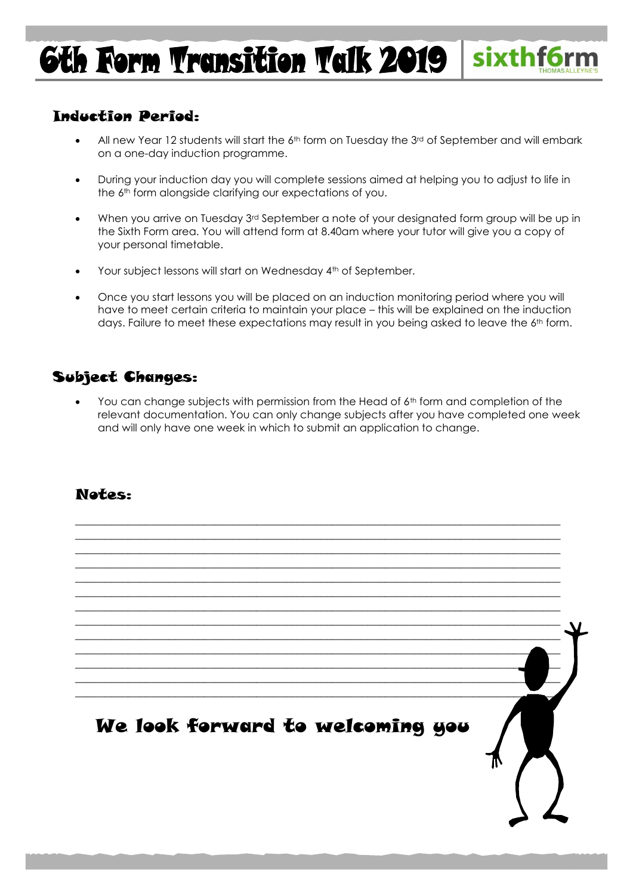# 6th Form Transition Talk 2019

sixthf6rm THOMAS ALLEYNE'S

## Induction Period:

- All new Year 12 students will start the 6th form on Tuesday the 3rd of September and will embark on a one-day induction programme.
- During your induction day you will complete sessions aimed at helping you to adjust to life in the 6th form alongside clarifying our expectations of you.
- When you arrive on Tuesday 3rd September a note of your designated form group will be up in the Sixth Form area. You will attend form at 8.40am where your tutor will give you a copy of your personal timetable.
- Your subject lessons will start on Wednesday 4th of September.
- Once you start lessons you will be placed on an induction monitoring period where you will have to meet certain criteria to maintain your place – this will be explained on the induction days. Failure to meet these expectations may result in you being asked to leave the 6th form.

## Subject Changes:

- You can change subjects with permission from the Head of 6th form and completion of the relevant documentation. You can only change subjects after you have completed one week and will only have one week in which to submit an application to change.

## Notes:

## We look forward to welcoming you